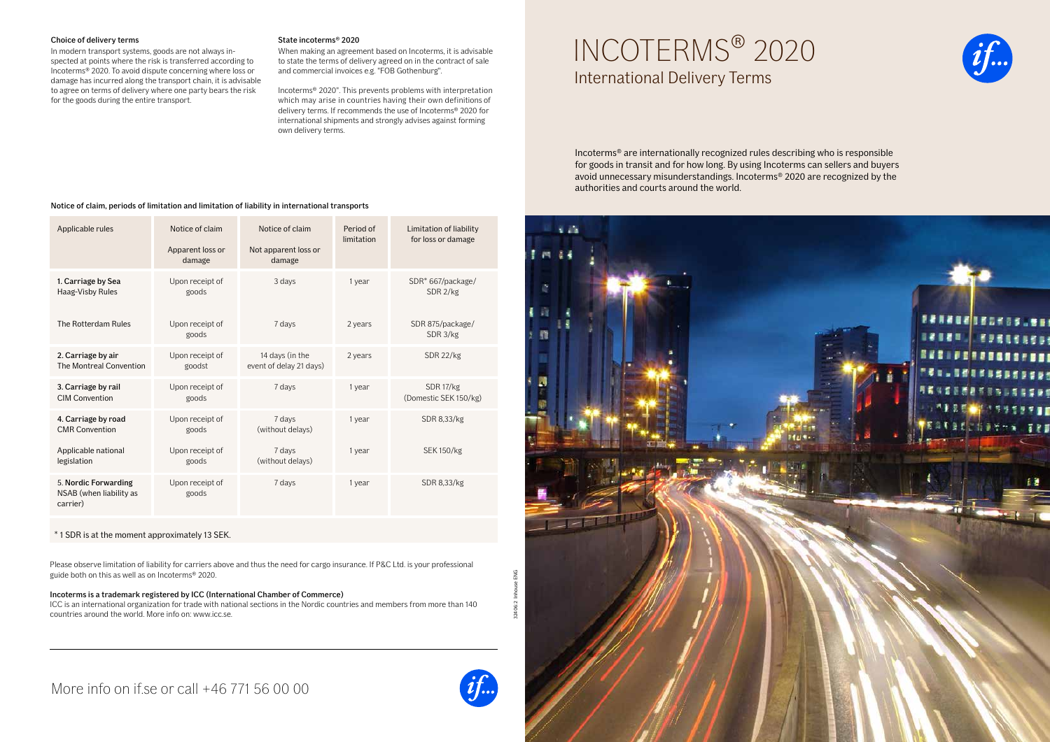# INCOTERMS® 2020

## International Delivery Terms

Incoterms® are internationally recognized rules describing who is responsible for goods in transit and for how long. By using Incoterms can sellers and buyers avoid unnecessary misunderstandings. Incoterms® 2020 are recognized by the authorities and courts around the world.

### Choice of delivery terms

In modern transport systems, goods are not always in-spected at points where the risk is transferred according to Incoterms® 2020. To avoid dispute concerning where loss or damage has incurred along the transport chain, it is advisable to agree on terms of delivery where one party bears the risk for the goods during the entire transport.

### State incoterms® 2020

When making an agreement based on Incoterms, it is advisable to state the terms of delivery agreed on in the contract of sale and commercial invoices e.g. "FOB Gothenburg".

Incoterms® 2020". This prevents problems with interpretation which may arise in countries having their own definitions of delivery terms. If recommends the use of Incoterms® 2020 for international shipments and strongly advises against forming own delivery terms.

### Notice of claim, periods of limitation and limitation of liability in international transports

| Applicable rules | Notice of claim<br>Apparent loss or damage | Notice of claim<br>Not apparent loss or damage | Period of limitation | Limitation of liability for loss or damage |
|---|---|---|---|---|
| **1. Carriage by Sea**<br>Haag-Visby Rules | Upon receipt of goods | 3 days | 1 year | SDR* 667/package/ SDR 2/kg |
| The Rotterdam Rules | Upon receipt of goods | 7 days | 2 years | SDR 875/package/ SDR 3/kg |
| **2. Carriage by air**<br>The Montreal Convention | Upon receipt of goodst | 14 days (in the event of delay 21 days) | 2 years | SDR 22/kg |
| **3. Carriage by rail**<br>CIM Convention | Upon receipt of goods | 7 days | 1 year | SDR 17/kg (Domestic SEK 150/kg) |
| **4. Carriage by road**<br>CMR Convention | Upon receipt of goods | 7 days (without delays) | 1 year | SDR 8,33/kg |
| Applicable national legislation | Upon receipt of goods | 7 days (without delays) | 1 year | SEK 150/kg |
| 5. **Nordic Forwarding**<br>NSAB (when liability as carrier) | Upon receipt of goods | 7 days | 1 year | SDR 8,33/kg |

\* 1 SDR is at the moment approximately 13 SEK.

Please observe limitation of liability for carriers above and thus the need for cargo insurance. If P&C Ltd. is your professional guide both on this as well as on Incoterms® 2020.

**Incoterms is a trademark registered by ICC (International Chamber of Commerce)**

ICC is an international organization for trade with national sections in the Nordic countries and members from more than 140 countries around the world. More info on: www.icc.se.

More info on if.se or call +46 771 56 00 00

3240 6 2 Inhouse ENG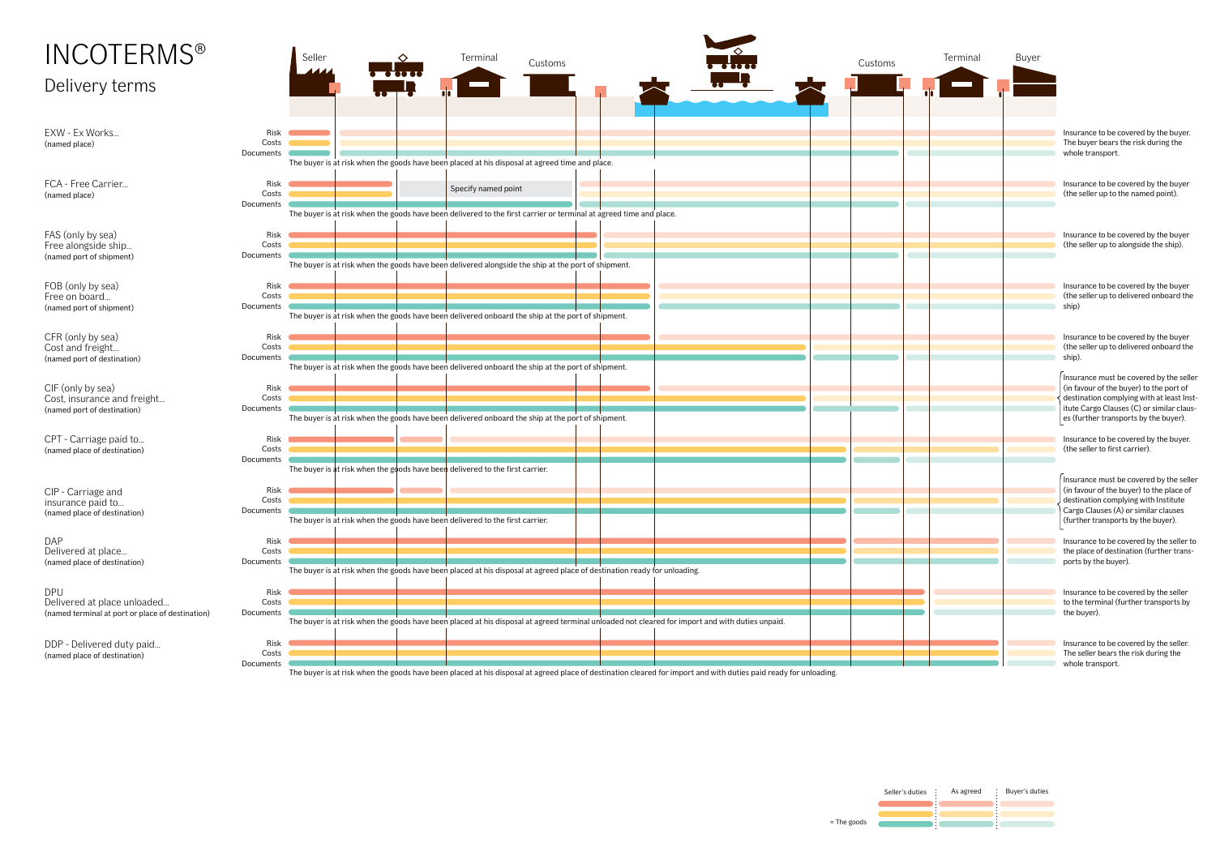# INCOTERMS®

## Delivery terms

Seller

Terminal

Customs

Customs

Terminal

Buyer

**EXW - Ex Works...**
(named place)

Risk
Costs
Documents

The buyer is at risk when the goods have been placed at his disposal at agreed time and place.

Insurance to be covered by the buyer. The buyer bears the risk during the whole transport.

**FCA - Free Carrier...**
(named place)

Risk
Costs
Documents

Specify named point

The buyer is at risk when the goods have been delivered to the first carrier or terminal at agreed time and place.

Insurance to be covered by the buyer (the seller up to the named point).

**FAS (only by sea)**
Free alongside ship...
(named port of shipment)

Risk
Costs
Documents

The buyer is at risk when the goods have been delivered alongside the ship at the port of shipment.

Insurance to be covered by the buyer (the seller up to alongside the ship).

**FOB (only by sea)**
Free on board...
(named port of shipment)

Risk
Costs
Documents

The buyer is at risk when the goods have been delivered onboard the ship at the port of shipment.

Insurance to be covered by the buyer (the seller up to delivered onboard the ship)

**CFR (only by sea)**
Cost and freight...
(named port of destination)

Risk
Costs
Documents

The buyer is at risk when the goods have been delivered onboard the ship at the port of shipment.

Insurance to be covered by the buyer (the seller up to delivered onboard the ship).

**CIF (only by sea)**
Cost, insurance and freight...
(named port of destination)

Risk
Costs
Documents

The buyer is at risk when the goods have been delivered onboard the ship at the port of shipment.

Insurance must be covered by the seller (in favour of the buyer) to the port of destination complying with at least Institute Cargo Clauses (C) or similar clauses (further transports by the buyer).

**CPT - Carriage paid to...**
(named place of destination)

Risk
Costs
Documents

The buyer is at risk when the goods have been delivered to the first carrier.

Insurance to be covered by the buyer. (the seller to first carrier).

**CIP - Carriage and insurance paid to...**
(named place of destination)

Risk
Costs
Documents

The buyer is at risk when the goods have been delivered to the first carrier.

Insurance must be covered by the seller (in favour of the buyer) to the place of destination complying with Institute Cargo Clauses (A) or similar clauses (further transports by the buyer).

**DAP**
Delivered at place...
(named place of destination)

Risk
Costs
Documents

The buyer is at risk when the goods have been placed at his disposal at agreed place of destination ready for unloading.

Insurance to be covered by the seller to the place of destination (further transports by the buyer).

**DPU**
Delivered at place unloaded...
(named terminal at port or place of destination)

Risk
Costs
Documents

The buyer is at risk when the goods have been placed at his disposal at agreed terminal unloaded not cleared for import and with duties unpaid.

Insurance to be covered by the seller to the terminal (further transports by the buyer).

**DDP - Delivered duty paid...**
(named place of destination)

Risk
Costs
Documents

The buyer is at risk when the goods have been placed at his disposal at agreed place of destination cleared for import and with duties paid ready for unloading.

Insurance to be covered by the seller. The seller bears the risk during the whole transport.

Seller's duties
As agreed
Buyer's duties
= The goods